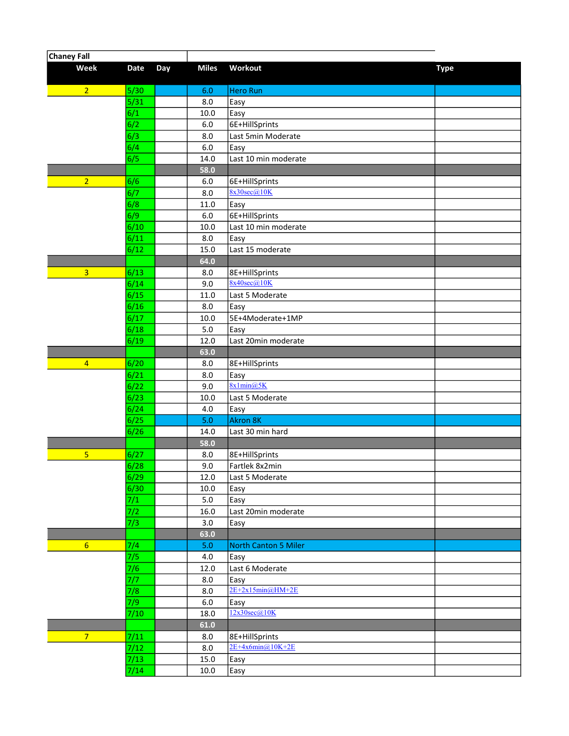| Chaney Fall | | | | | |
|---|---|---|---|---|---|
| **Week** | **Date** | **Day** | **Miles** | **Workout** | **Type** |
| 2 | 5/30 | | 6.0 | Hero Run | |
| | 5/31 | | 8.0 | Easy | |
| | 6/1 | | 10.0 | Easy | |
| | 6/2 | | 6.0 | 6E+HillSprints | |
| | 6/3 | | 8.0 | Last 5min Moderate | |
| | 6/4 | | 6.0 | Easy | |
| | 6/5 | | 14.0 | Last 10 min moderate | |
| | | | 58.0 | | |
| 2 | 6/6 | | 6.0 | 6E+HillSprints | |
| | 6/7 | | 8.0 | 8x30sec@10K | |
| | 6/8 | | 11.0 | Easy | |
| | 6/9 | | 6.0 | 6E+HillSprints | |
| | 6/10 | | 10.0 | Last 10 min moderate | |
| | 6/11 | | 8.0 | Easy | |
| | 6/12 | | 15.0 | Last 15 moderate | |
| | | | 64.0 | | |
| 3 | 6/13 | | 8.0 | 8E+HillSprints | |
| | 6/14 | | 9.0 | 8x40sec@10K | |
| | 6/15 | | 11.0 | Last 5 Moderate | |
| | 6/16 | | 8.0 | Easy | |
| | 6/17 | | 10.0 | 5E+4Moderate+1MP | |
| | 6/18 | | 5.0 | Easy | |
| | 6/19 | | 12.0 | Last 20min moderate | |
| | | | 63.0 | | |
| 4 | 6/20 | | 8.0 | 8E+HillSprints | |
| | 6/21 | | 8.0 | Easy | |
| | 6/22 | | 9.0 | 8x1min@5K | |
| | 6/23 | | 10.0 | Last 5 Moderate | |
| | 6/24 | | 4.0 | Easy | |
| | 6/25 | | 5.0 | Akron 8K | |
| | 6/26 | | 14.0 | Last 30 min hard | |
| | | | 58.0 | | |
| 5 | 6/27 | | 8.0 | 8E+HillSprints | |
| | 6/28 | | 9.0 | Fartlek 8x2min | |
| | 6/29 | | 12.0 | Last 5 Moderate | |
| | 6/30 | | 10.0 | Easy | |
| | 7/1 | | 5.0 | Easy | |
| | 7/2 | | 16.0 | Last 20min moderate | |
| | 7/3 | | 3.0 | Easy | |
| | | | 63.0 | | |
| 6 | 7/4 | | 5.0 | North Canton 5 Miler | |
| | 7/5 | | 4.0 | Easy | |
| | 7/6 | | 12.0 | Last 6 Moderate | |
| | 7/7 | | 8.0 | Easy | |
| | 7/8 | | 8.0 | 2E+2x15min@HM+2E | |
| | 7/9 | | 6.0 | Easy | |
| | 7/10 | | 18.0 | 12x30sec@10K | |
| | | | 61.0 | | |
| 7 | 7/11 | | 8.0 | 8E+HillSprints | |
| | 7/12 | | 8.0 | 2E+4x6min@10K+2E | |
| | 7/13 | | 15.0 | Easy | |
| | 7/14 | | 10.0 | Easy | |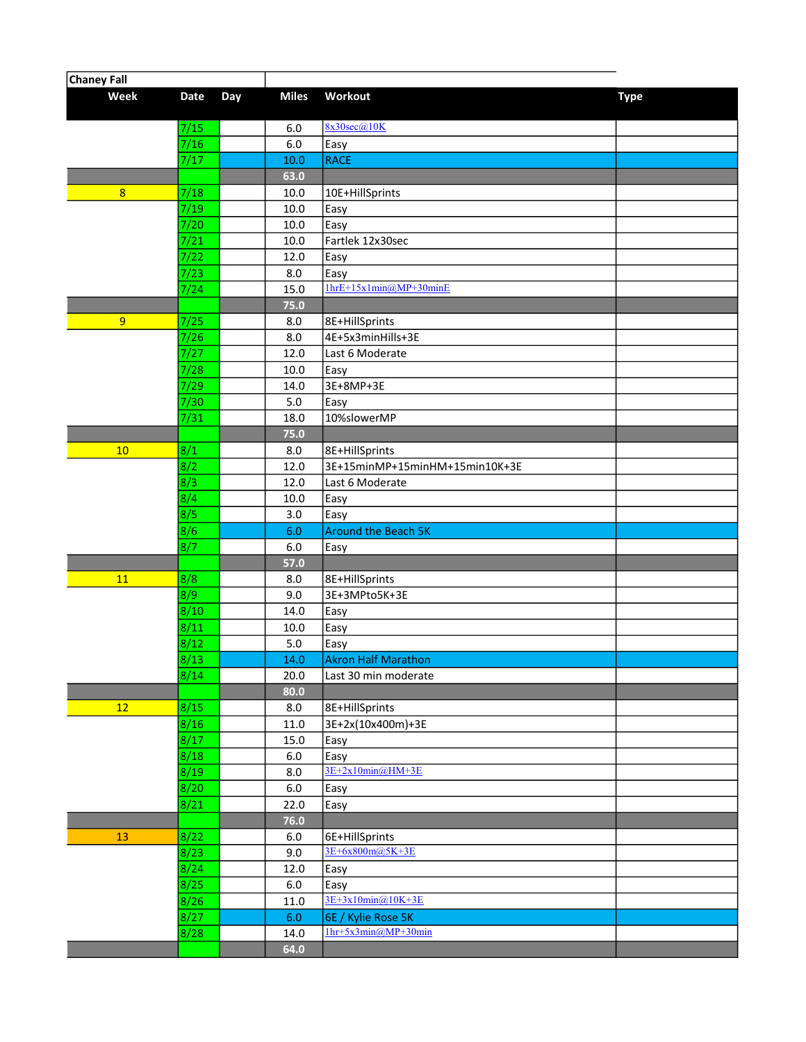| Chaney Fall | | | | | |
|---|---|---|---|---|---|
| **Week** | **Date** | **Day** | **Miles** | **Workout** | **Type** |
| | 7/15 | | 6.0 | 8x30sec@10K | |
| | 7/16 | | 6.0 | Easy | |
| | 7/17 | | 10.0 | RACE | |
| | | | 63.0 | | |
| 8 | 7/18 | | 10.0 | 10E+HillSprints | |
| | 7/19 | | 10.0 | Easy | |
| | 7/20 | | 10.0 | Easy | |
| | 7/21 | | 10.0 | Fartlek 12x30sec | |
| | 7/22 | | 12.0 | Easy | |
| | 7/23 | | 8.0 | Easy | |
| | 7/24 | | 15.0 | 1hrE+15x1min@MP+30minE | |
| | | | 75.0 | | |
| 9 | 7/25 | | 8.0 | 8E+HillSprints | |
| | 7/26 | | 8.0 | 4E+5x3minHills+3E | |
| | 7/27 | | 12.0 | Last 6 Moderate | |
| | 7/28 | | 10.0 | Easy | |
| | 7/29 | | 14.0 | 3E+8MP+3E | |
| | 7/30 | | 5.0 | Easy | |
| | 7/31 | | 18.0 | 10%slowerMP | |
| | | | 75.0 | | |
| 10 | 8/1 | | 8.0 | 8E+HillSprints | |
| | 8/2 | | 12.0 | 3E+15minMP+15minHM+15min10K+3E | |
| | 8/3 | | 12.0 | Last 6 Moderate | |
| | 8/4 | | 10.0 | Easy | |
| | 8/5 | | 3.0 | Easy | |
| | 8/6 | | 6.0 | Around the Beach 5K | |
| | 8/7 | | 6.0 | Easy | |
| | | | 57.0 | | |
| 11 | 8/8 | | 8.0 | 8E+HillSprints | |
| | 8/9 | | 9.0 | 3E+3MPto5K+3E | |
| | 8/10 | | 14.0 | Easy | |
| | 8/11 | | 10.0 | Easy | |
| | 8/12 | | 5.0 | Easy | |
| | 8/13 | | 14.0 | Akron Half Marathon | |
| | 8/14 | | 20.0 | Last 30 min moderate | |
| | | | 80.0 | | |
| 12 | 8/15 | | 8.0 | 8E+HillSprints | |
| | 8/16 | | 11.0 | 3E+2x(10x400m)+3E | |
| | 8/17 | | 15.0 | Easy | |
| | 8/18 | | 6.0 | Easy | |
| | 8/19 | | 8.0 | 3E+2x10min@HM+3E | |
| | 8/20 | | 6.0 | Easy | |
| | 8/21 | | 22.0 | Easy | |
| | | | 76.0 | | |
| 13 | 8/22 | | 6.0 | 6E+HillSprints | |
| | 8/23 | | 9.0 | 3E+6x800m@5K+3E | |
| | 8/24 | | 12.0 | Easy | |
| | 8/25 | | 6.0 | Easy | |
| | 8/26 | | 11.0 | 3E+3x10min@10K+3E | |
| | 8/27 | | 6.0 | 6E / Kylie Rose 5K | |
| | 8/28 | | 14.0 | 1hr+5x3min@MP+30min | |
| | | | 64.0 | | |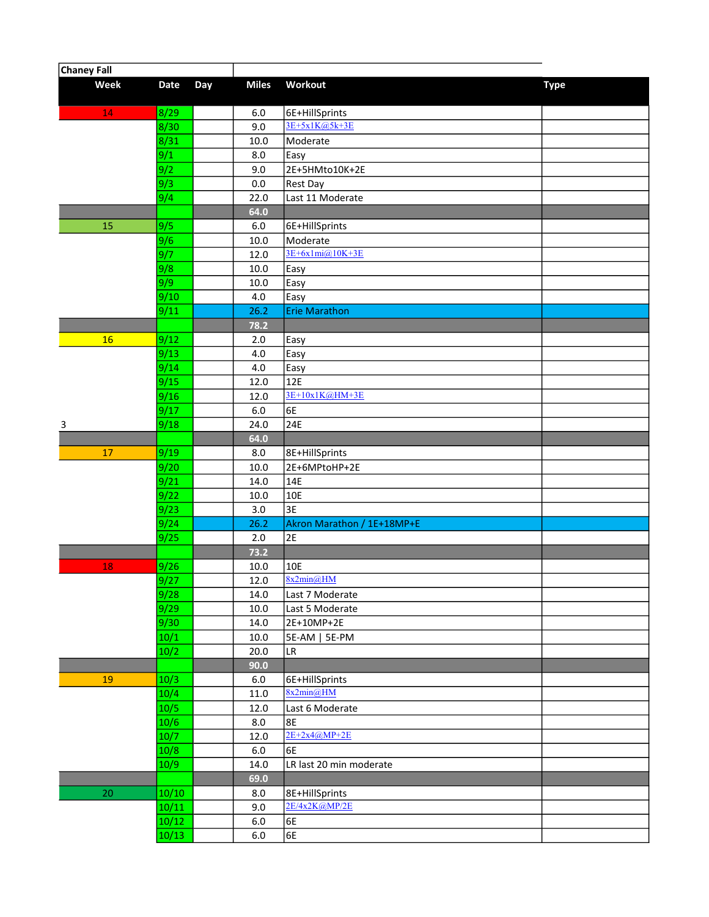| Chaney Fall | | | | | |
|---|---|---|---|---|---|
| **Week** | **Date** | **Day** | **Miles** | **Workout** | **Type** |
| 14 | 8/29 | | 6.0 | 6E+HillSprints | |
| | 8/30 | | 9.0 | 3E+5x1K@5k+3E | |
| | 8/31 | | 10.0 | Moderate | |
| | 9/1 | | 8.0 | Easy | |
| | 9/2 | | 9.0 | 2E+5HMto10K+2E | |
| | 9/3 | | 0.0 | Rest Day | |
| | 9/4 | | 22.0 | Last 11 Moderate | |
| | | | **64.0** | | |
| 15 | 9/5 | | 6.0 | 6E+HillSprints | |
| | 9/6 | | 10.0 | Moderate | |
| | 9/7 | | 12.0 | 3E+6x1mi@10K+3E | |
| | 9/8 | | 10.0 | Easy | |
| | 9/9 | | 10.0 | Easy | |
| | 9/10 | | 4.0 | Easy | |
| | 9/11 | | 26.2 | Erie Marathon | |
| | | | **78.2** | | |
| 16 | 9/12 | | 2.0 | Easy | |
| | 9/13 | | 4.0 | Easy | |
| | 9/14 | | 4.0 | Easy | |
| | 9/15 | | 12.0 | 12E | |
| | 9/16 | | 12.0 | 3E+10x1K@HM+3E | |
| | 9/17 | | 6.0 | 6E | |
| 3 | 9/18 | | 24.0 | 24E | |
| | | | **64.0** | | |
| 17 | 9/19 | | 8.0 | 8E+HillSprints | |
| | 9/20 | | 10.0 | 2E+6MPtoHP+2E | |
| | 9/21 | | 14.0 | 14E | |
| | 9/22 | | 10.0 | 10E | |
| | 9/23 | | 3.0 | 3E | |
| | 9/24 | | 26.2 | Akron Marathon / 1E+18MP+E | |
| | 9/25 | | 2.0 | 2E | |
| | | | **73.2** | | |
| 18 | 9/26 | | 10.0 | 10E | |
| | 9/27 | | 12.0 | 8x2min@HM | |
| | 9/28 | | 14.0 | Last 7 Moderate | |
| | 9/29 | | 10.0 | Last 5 Moderate | |
| | 9/30 | | 14.0 | 2E+10MP+2E | |
| | 10/1 | | 10.0 | 5E-AM \| 5E-PM | |
| | 10/2 | | 20.0 | LR | |
| | | | **90.0** | | |
| 19 | 10/3 | | 6.0 | 6E+HillSprints | |
| | 10/4 | | 11.0 | 8x2min@HM | |
| | 10/5 | | 12.0 | Last 6 Moderate | |
| | 10/6 | | 8.0 | 8E | |
| | 10/7 | | 12.0 | 2E+2x4@MP+2E | |
| | 10/8 | | 6.0 | 6E | |
| | 10/9 | | 14.0 | LR last 20 min moderate | |
| | | | **69.0** | | |
| 20 | 10/10 | | 8.0 | 8E+HillSprints | |
| | 10/11 | | 9.0 | 2E/4x2K@MP/2E | |
| | 10/12 | | 6.0 | 6E | |
| | 10/13 | | 6.0 | 6E | |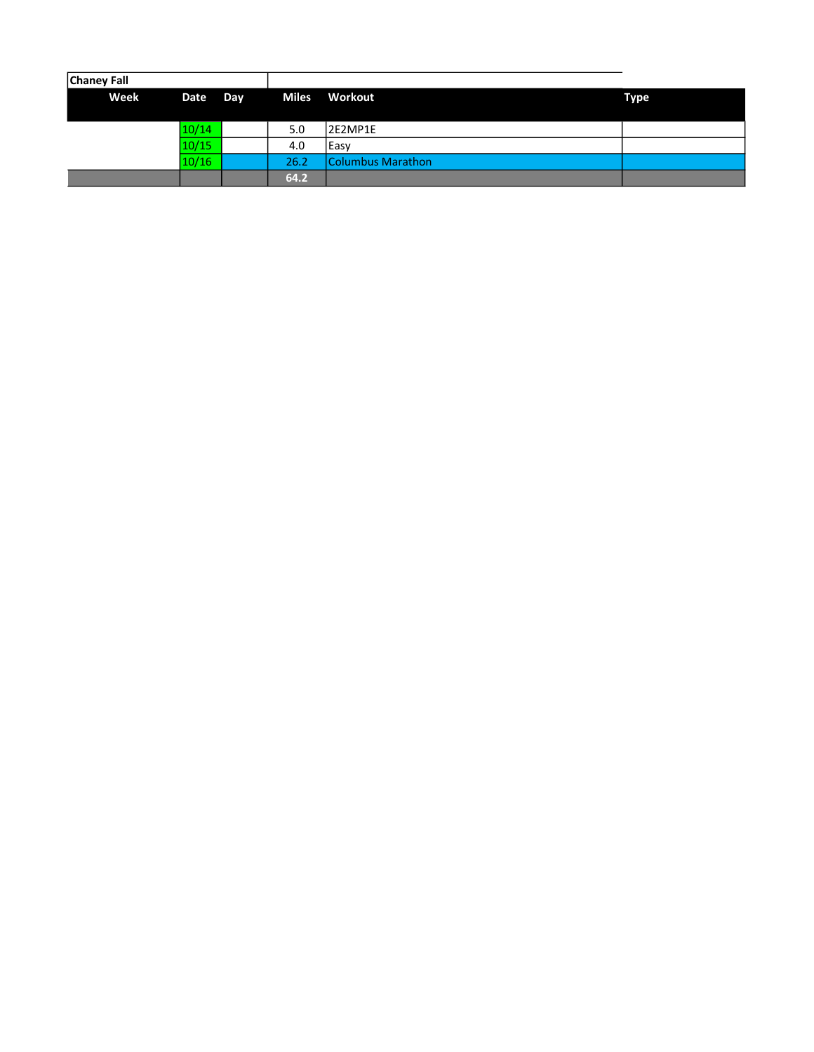| Chaney Fall | | | | | |
|---|---|---|---|---|---|
| **Week** | **Date** | **Day** | **Miles** | **Workout** | **Type** |
| | 10/14 | | 5.0 | 2E2MP1E | |
| | 10/15 | | 4.0 | Easy | |
| | 10/16 | | 26.2 | Columbus Marathon | |
| | | | **64.2** | | |